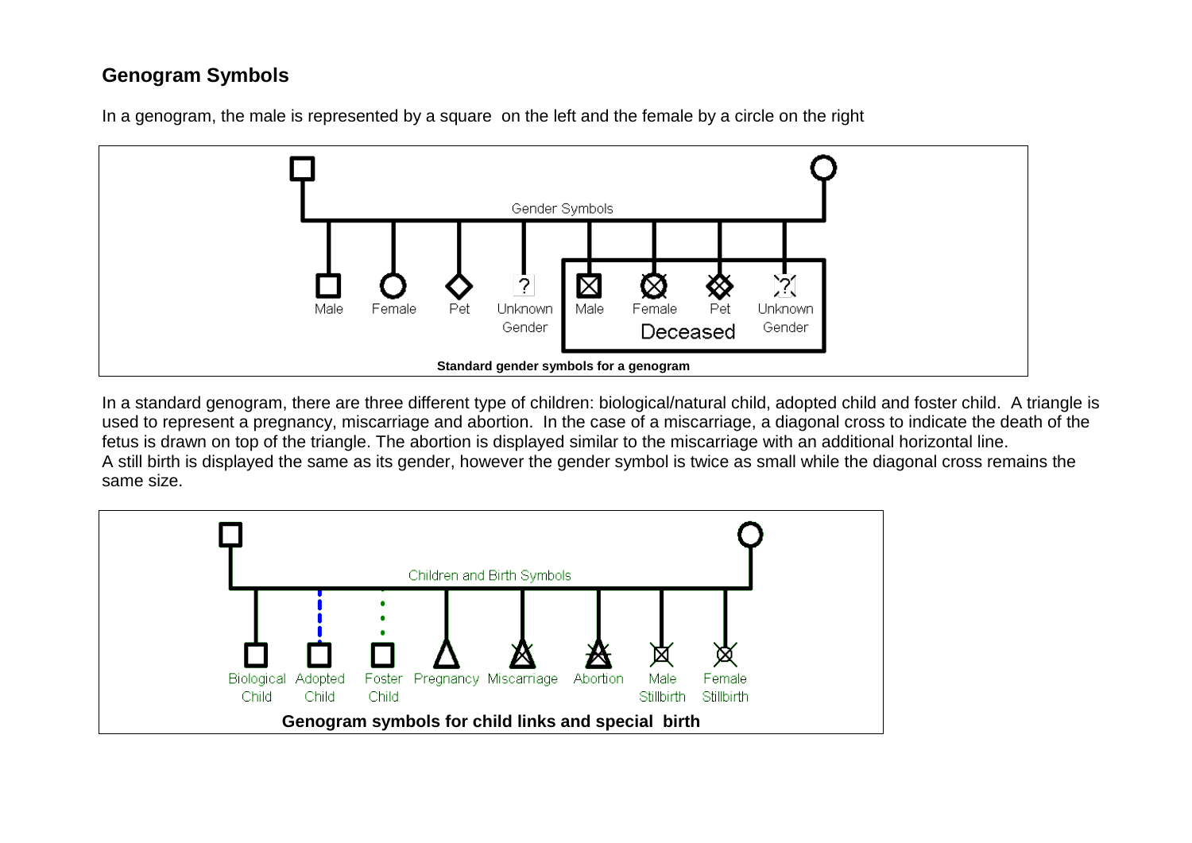## Genogram Symbols

In a genogram, the male is represented by a square on the left and the female by a circle on the right

Gender Symbols

Male Female Pet Unknown Gender Male Female Pet Unknown Gender

Deceased

**Standard gender symbols for a genogram**

In a standard genogram, there are three different type of children: biological/natural child, adopted child and foster child. A triangle is used to represent a pregnancy, miscarriage and abortion. In the case of a miscarriage, a diagonal cross to indicate the death of the fetus is drawn on top of the triangle. The abortion is displayed similar to the miscarriage with an additional horizontal line.
A still birth is displayed the same as its gender, however the gender symbol is twice as small while the diagonal cross remains the same size.

Children and Birth Symbols

Biological Child Adopted Child Foster Child Pregnancy Miscarriage Abortion Male Stillbirth Female Stillbirth

**Genogram symbols for child links and special birth**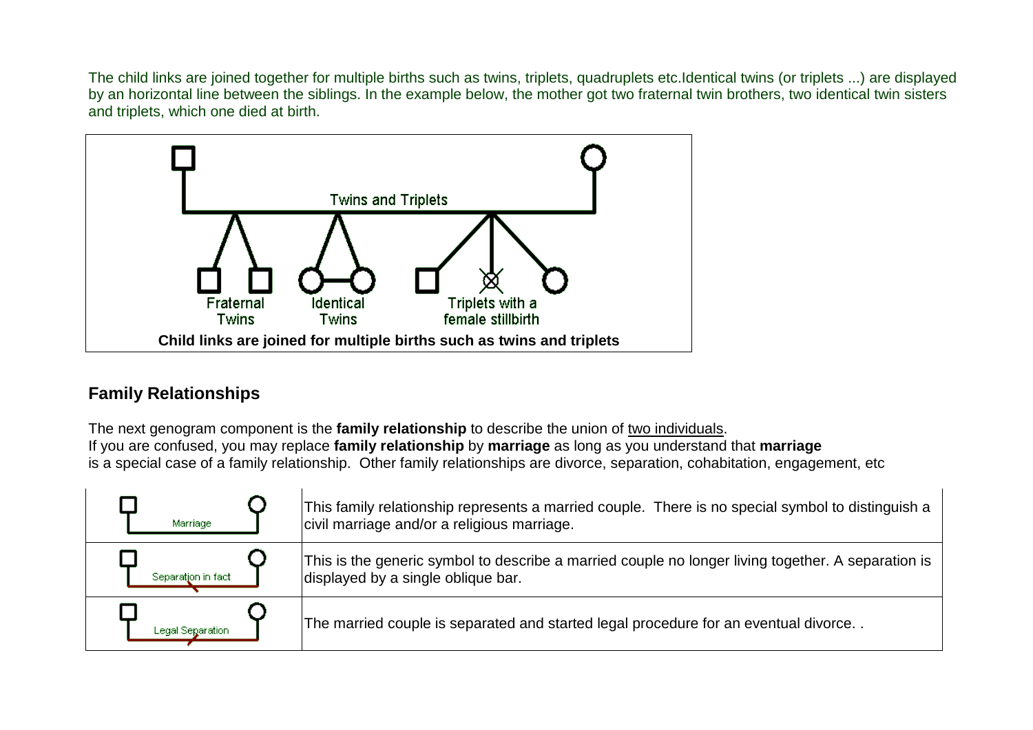The child links are joined together for multiple births such as twins, triplets, quadruplets etc.Identical twins (or triplets ...) are displayed by an horizontal line between the siblings. In the example below, the mother got two fraternal twin brothers, two identical twin sisters and triplets, which one died at birth.

Twins and Triplets

Fraternal Twins | Identical Twins | Triplets with a female stillbirth

**Child links are joined for multiple births such as twins and triplets**

## Family Relationships

The next genogram component is the **family relationship** to describe the union of two individuals.
If you are confused, you may replace **family relationship** by **marriage** as long as you understand that **marriage** is a special case of a family relationship. Other family relationships are divorce, separation, cohabitation, engagement, etc

| Symbol | Description |
|---|---|
| Marriage | This family relationship represents a married couple. There is no special symbol to distinguish a civil marriage and/or a religious marriage. |
| Separation in fact | This is the generic symbol to describe a married couple no longer living together. A separation is displayed by a single oblique bar. |
| Legal Separation | The married couple is separated and started legal procedure for an eventual divorce. . |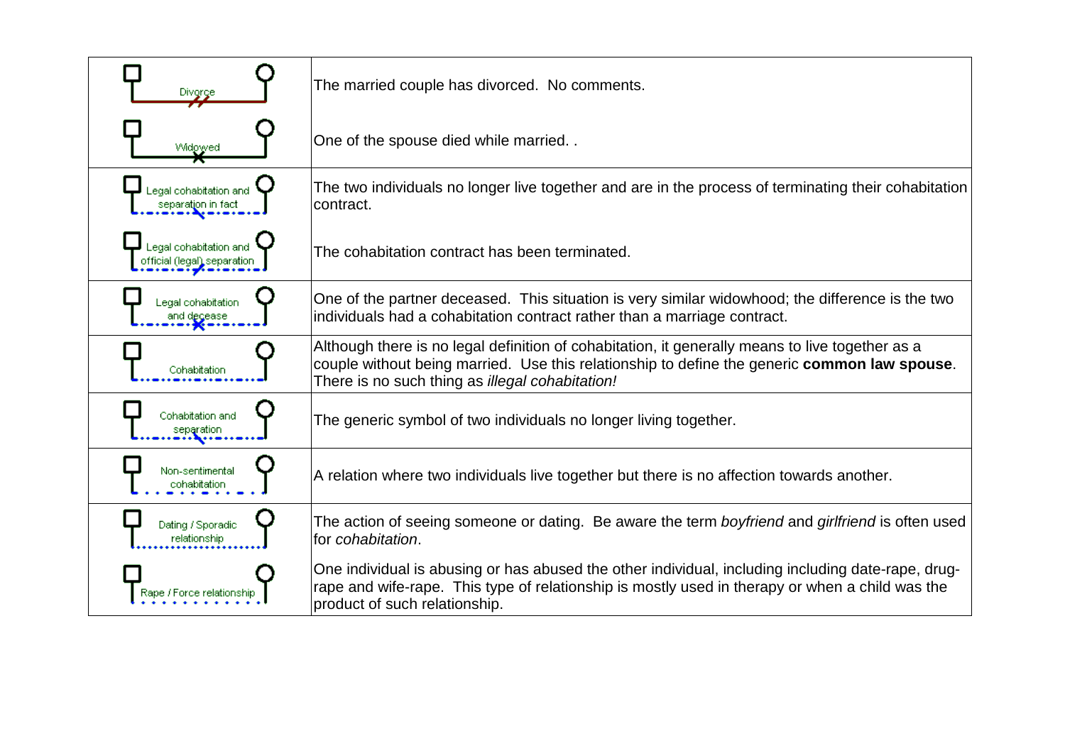| Symbol | Description |
| --- | --- |
| Divorce | The married couple has divorced. No comments. |
| Widowed | One of the spouse died while married. . |
| Legal cohabitation and separation in fact | The two individuals no longer live together and are in the process of terminating their cohabitation contract. |
| Legal cohabitation and official (legal) separation | The cohabitation contract has been terminated. |
| Legal cohabitation and decease | One of the partner deceased. This situation is very similar widowhood; the difference is the two individuals had a cohabitation contract rather than a marriage contract. |
| Cohabitation | Although there is no legal definition of cohabitation, it generally means to live together as a couple without being married. Use this relationship to define the generic **common law spouse**. There is no such thing as *illegal cohabitation!* |
| Cohabitation and separation | The generic symbol of two individuals no longer living together. |
| Non-sentimental cohabitation | A relation where two individuals live together but there is no affection towards another. |
| Dating / Sporadic relationship | The action of seeing someone or dating. Be aware the term *boyfriend* and *girlfriend* is often used for *cohabitation*. |
| Rape / Force relationship | One individual is abusing or has abused the other individual, including including date-rape, drug-rape and wife-rape. This type of relationship is mostly used in therapy or when a child was the product of such relationship. |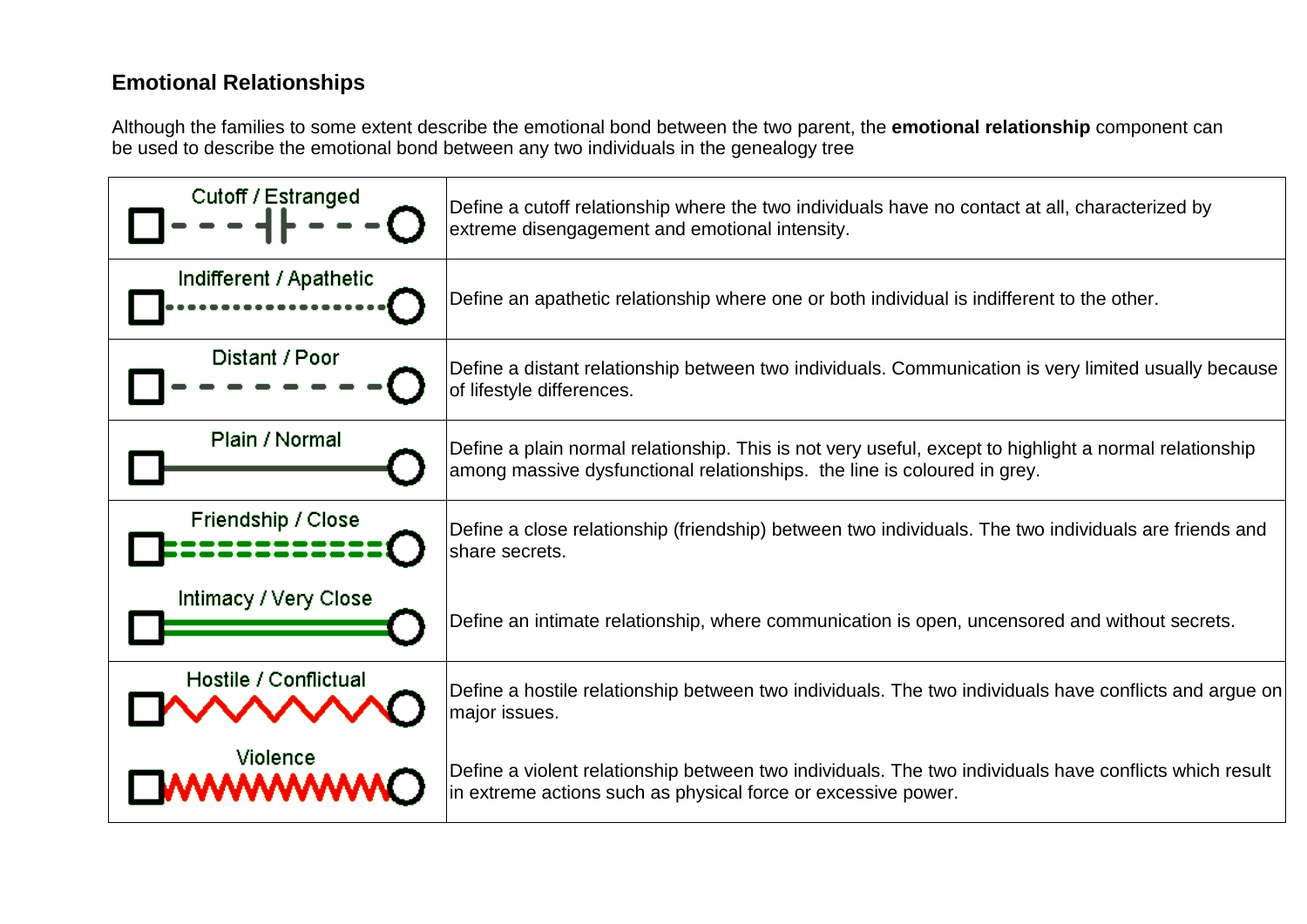## Emotional Relationships

Although the families to some extent describe the emotional bond between the two parent, the **emotional relationship** component can be used to describe the emotional bond between any two individuals in the genealogy tree

| | |
|---|---|
| Cutoff / Estranged | Define a cutoff relationship where the two individuals have no contact at all, characterized by extreme disengagement and emotional intensity. |
| Indifferent / Apathetic | Define an apathetic relationship where one or both individual is indifferent to the other. |
| Distant / Poor | Define a distant relationship between two individuals. Communication is very limited usually because of lifestyle differences. |
| Plain / Normal | Define a plain normal relationship. This is not very useful, except to highlight a normal relationship among massive dysfunctional relationships.  the line is coloured in grey. |
| Friendship / Close | Define a close relationship (friendship) between two individuals. The two individuals are friends and share secrets. |
| Intimacy / Very Close | Define an intimate relationship, where communication is open, uncensored and without secrets. |
| Hostile / Conflictual | Define a hostile relationship between two individuals. The two individuals have conflicts and argue on major issues. |
| Violence | Define a violent relationship between two individuals. The two individuals have conflicts which result in extreme actions such as physical force or excessive power. |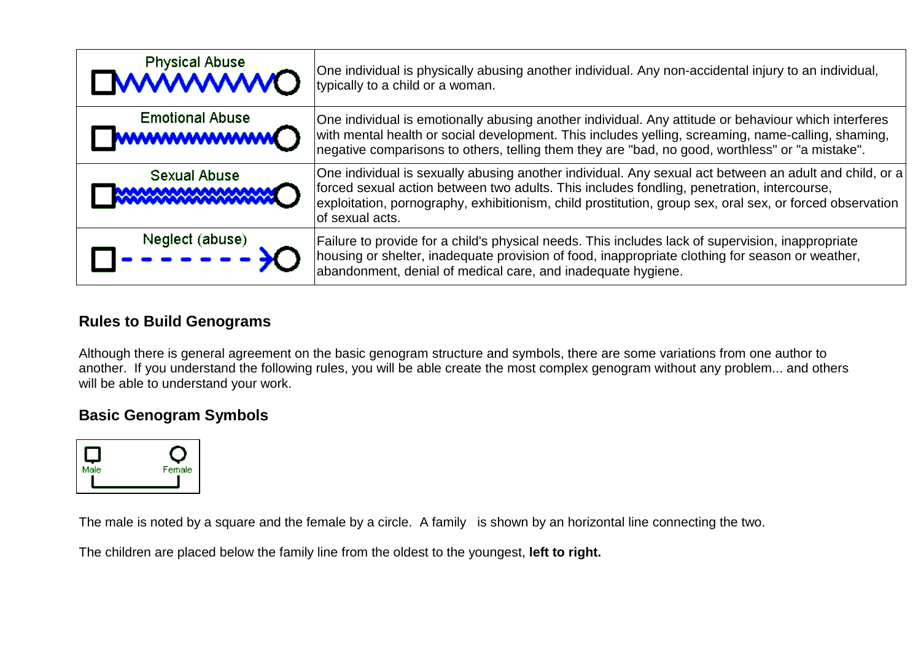| | |
|---|---|
| Physical Abuse | One individual is physically abusing another individual. Any non-accidental injury to an individual, typically to a child or a woman. |
| Emotional Abuse | One individual is emotionally abusing another individual. Any attitude or behaviour which interferes with mental health or social development. This includes yelling, screaming, name-calling, shaming, negative comparisons to others, telling them they are "bad, no good, worthless" or "a mistake". |
| Sexual Abuse | One individual is sexually abusing another individual. Any sexual act between an adult and child, or a forced sexual action between two adults. This includes fondling, penetration, intercourse, exploitation, pornography, exhibitionism, child prostitution, group sex, oral sex, or forced observation of sexual acts. |
| Neglect (abuse) | Failure to provide for a child's physical needs. This includes lack of supervision, inappropriate housing or shelter, inadequate provision of food, inappropriate clothing for season or weather, abandonment, denial of medical care, and inadequate hygiene. |

## Rules to Build Genograms

Although there is general agreement on the basic genogram structure and symbols, there are some variations from one author to another. If you understand the following rules, you will be able create the most complex genogram without any problem... and others will be able to understand your work.

## Basic Genogram Symbols

Male Female

The male is noted by a square and the female by a circle. A family is shown by an horizontal line connecting the two.

The children are placed below the family line from the oldest to the youngest, **left to right.**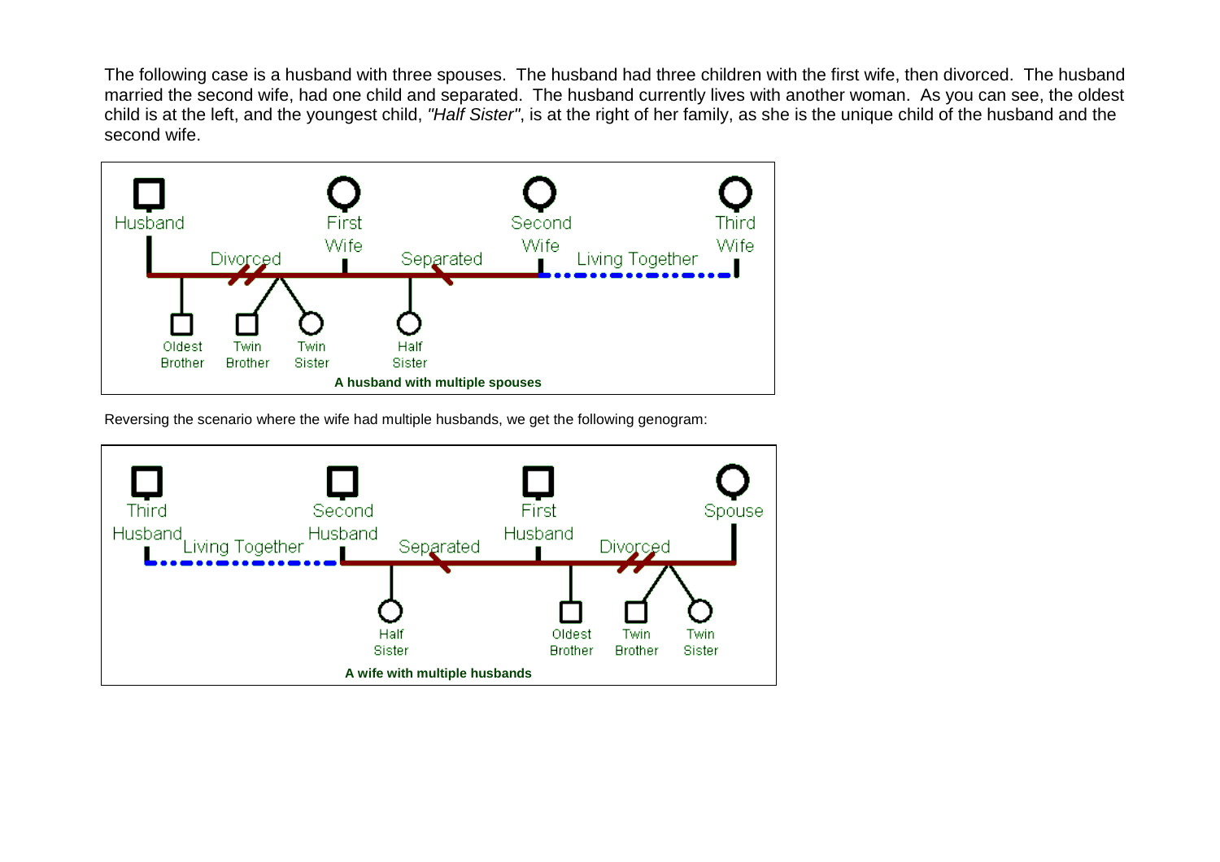The following case is a husband with three spouses. The husband had three children with the first wife, then divorced. The husband married the second wife, had one child and separated. The husband currently lives with another woman. As you can see, the oldest child is at the left, and the youngest child, *"Half Sister"*, is at the right of her family, as she is the unique child of the husband and the second wife.

**A husband with multiple spouses**

Reversing the scenario where the wife had multiple husbands, we get the following genogram:

**A wife with multiple husbands**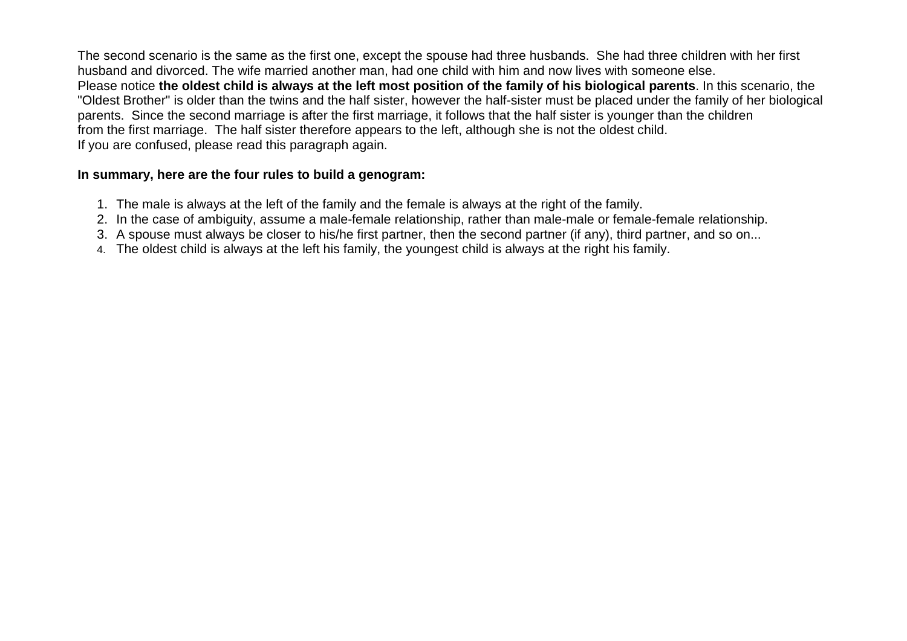The second scenario is the same as the first one, except the spouse had three husbands. She had three children with her first husband and divorced. The wife married another man, had one child with him and now lives with someone else.
Please notice **the oldest child is always at the left most position of the family of his biological parents**. In this scenario, the "Oldest Brother" is older than the twins and the half sister, however the half-sister must be placed under the family of her biological parents. Since the second marriage is after the first marriage, it follows that the half sister is younger than the children from the first marriage. The half sister therefore appears to the left, although she is not the oldest child.
If you are confused, please read this paragraph again.

**In summary, here are the four rules to build a genogram:**

1. The male is always at the left of the family and the female is always at the right of the family.
2. In the case of ambiguity, assume a male-female relationship, rather than male-male or female-female relationship.
3. A spouse must always be closer to his/he first partner, then the second partner (if any), third partner, and so on...
4. The oldest child is always at the left his family, the youngest child is always at the right his family.